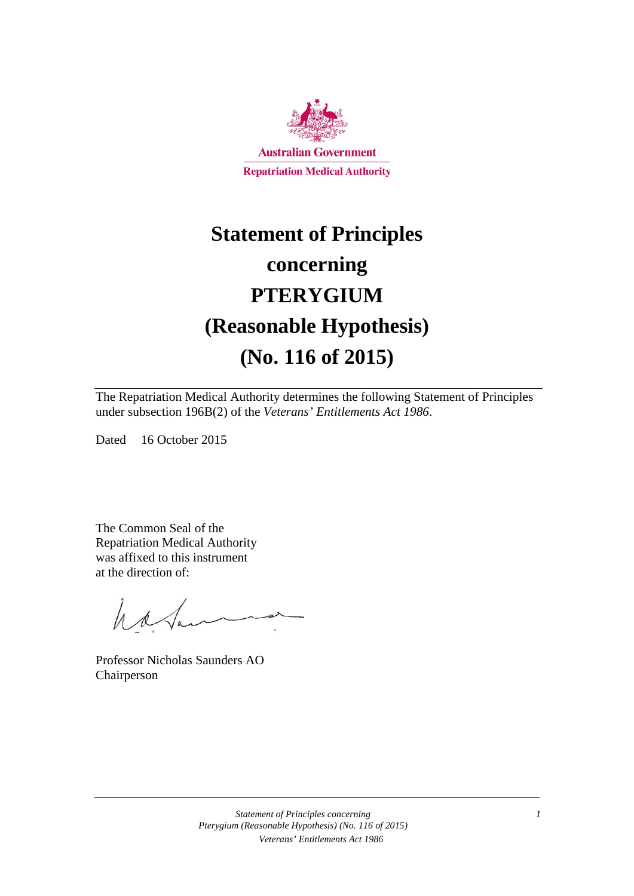Australian Government

Repatriation Medical Authority

# Statement of Principles concerning PTERYGIUM (Reasonable Hypothesis) (No. 116 of 2015)

The Repatriation Medical Authority determines the following Statement of Principles under subsection 196B(2) of the *Veterans' Entitlements Act 1986*.

Dated 16 October 2015

The Common Seal of the Repatriation Medical Authority was affixed to this instrument at the direction of:

Professor Nicholas Saunders AO
Chairperson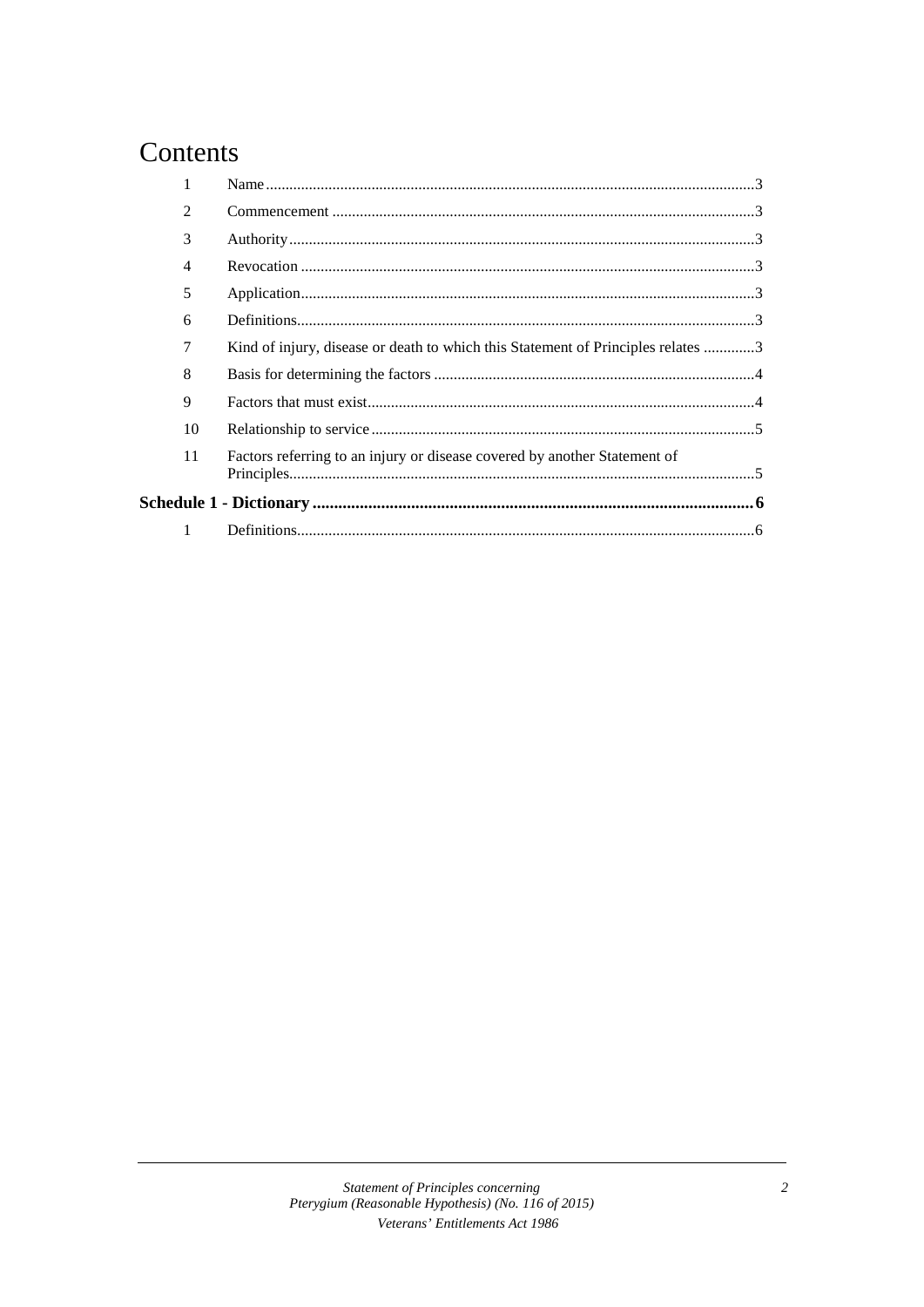# Contents

| | | |
|---|---|---|
| 1 | Name | 3 |
| 2 | Commencement | 3 |
| 3 | Authority | 3 |
| 4 | Revocation | 3 |
| 5 | Application | 3 |
| 6 | Definitions | 3 |
| 7 | Kind of injury, disease or death to which this Statement of Principles relates | 3 |
| 8 | Basis for determining the factors | 4 |
| 9 | Factors that must exist | 4 |
| 10 | Relationship to service | 5 |
| 11 | Factors referring to an injury or disease covered by another Statement of Principles | 5 |
| **Schedule 1 - Dictionary** | | **6** |
| 1 | Definitions | 6 |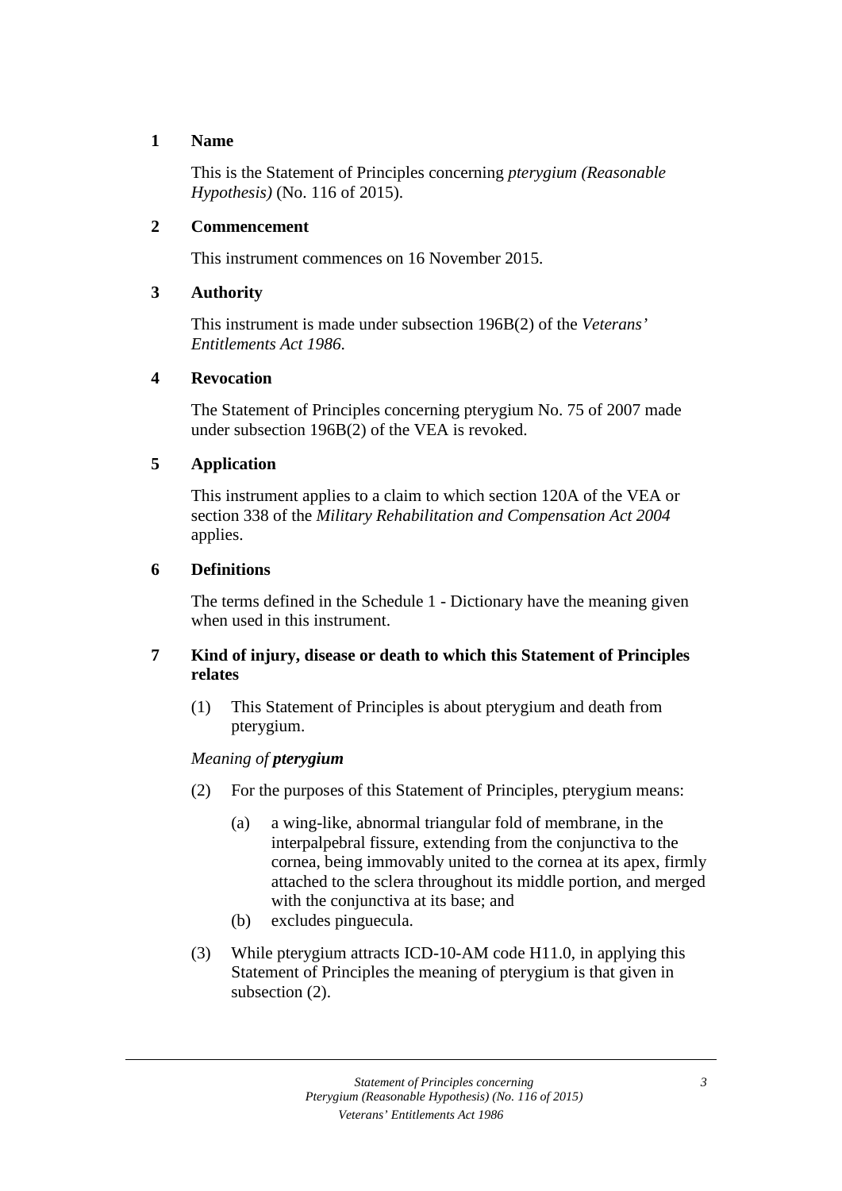## 1 Name

This is the Statement of Principles concerning *pterygium (Reasonable Hypothesis)* (No. 116 of 2015).

## 2 Commencement

This instrument commences on 16 November 2015.

## 3 Authority

This instrument is made under subsection 196B(2) of the *Veterans' Entitlements Act 1986*.

## 4 Revocation

The Statement of Principles concerning pterygium No. 75 of 2007 made under subsection 196B(2) of the VEA is revoked.

## 5 Application

This instrument applies to a claim to which section 120A of the VEA or section 338 of the *Military Rehabilitation and Compensation Act 2004* applies.

## 6 Definitions

The terms defined in the Schedule 1 - Dictionary have the meaning given when used in this instrument.

## 7 Kind of injury, disease or death to which this Statement of Principles relates

(1) This Statement of Principles is about pterygium and death from pterygium.

*Meaning of **pterygium***

(2) For the purposes of this Statement of Principles, pterygium means:

- (a) a wing-like, abnormal triangular fold of membrane, in the interpalpebral fissure, extending from the conjunctiva to the cornea, being immovably united to the cornea at its apex, firmly attached to the sclera throughout its middle portion, and merged with the conjunctiva at its base; and
- (b) excludes pinguecula.

(3) While pterygium attracts ICD-10-AM code H11.0, in applying this Statement of Principles the meaning of pterygium is that given in subsection (2).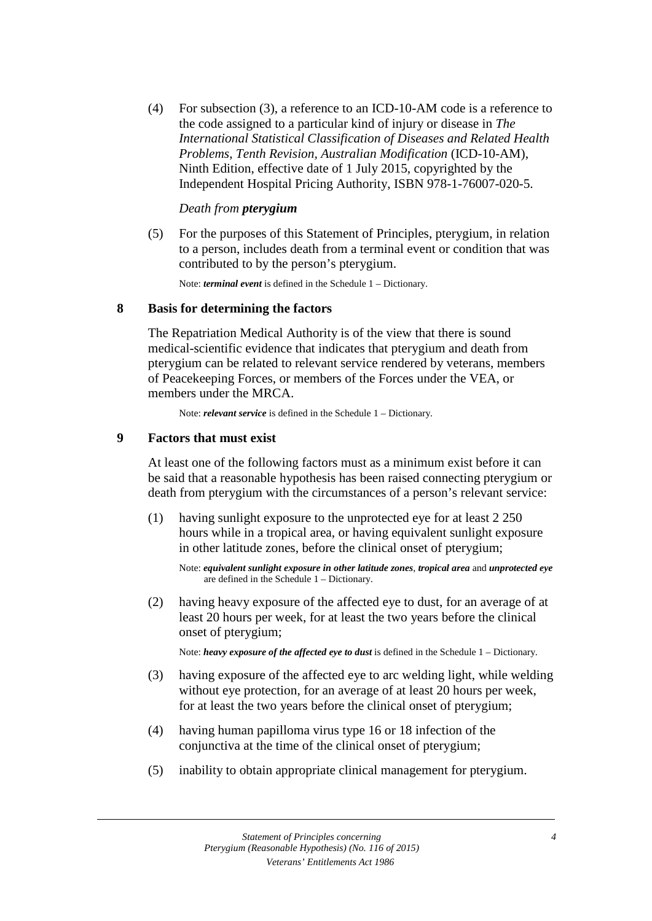(4) For subsection (3), a reference to an ICD-10-AM code is a reference to the code assigned to a particular kind of injury or disease in *The International Statistical Classification of Diseases and Related Health Problems, Tenth Revision, Australian Modification* (ICD-10-AM), Ninth Edition, effective date of 1 July 2015, copyrighted by the Independent Hospital Pricing Authority, ISBN 978-1-76007-020-5.

*Death from **pterygium***

(5) For the purposes of this Statement of Principles, pterygium, in relation to a person, includes death from a terminal event or condition that was contributed to by the person's pterygium.

Note: ***terminal event*** is defined in the Schedule 1 – Dictionary.

## 8 Basis for determining the factors

The Repatriation Medical Authority is of the view that there is sound medical-scientific evidence that indicates that pterygium and death from pterygium can be related to relevant service rendered by veterans, members of Peacekeeping Forces, or members of the Forces under the VEA, or members under the MRCA.

Note: ***relevant service*** is defined in the Schedule 1 – Dictionary.

## 9 Factors that must exist

At least one of the following factors must as a minimum exist before it can be said that a reasonable hypothesis has been raised connecting pterygium or death from pterygium with the circumstances of a person's relevant service:

(1) having sunlight exposure to the unprotected eye for at least 2 250 hours while in a tropical area, or having equivalent sunlight exposure in other latitude zones, before the clinical onset of pterygium;

Note: ***equivalent sunlight exposure in other latitude zones***, ***tropical area*** and ***unprotected eye*** are defined in the Schedule 1 – Dictionary.

(2) having heavy exposure of the affected eye to dust, for an average of at least 20 hours per week, for at least the two years before the clinical onset of pterygium;

Note: ***heavy exposure of the affected eye to dust*** is defined in the Schedule 1 – Dictionary.

(3) having exposure of the affected eye to arc welding light, while welding without eye protection, for an average of at least 20 hours per week, for at least the two years before the clinical onset of pterygium;

(4) having human papilloma virus type 16 or 18 infection of the conjunctiva at the time of the clinical onset of pterygium;

(5) inability to obtain appropriate clinical management for pterygium.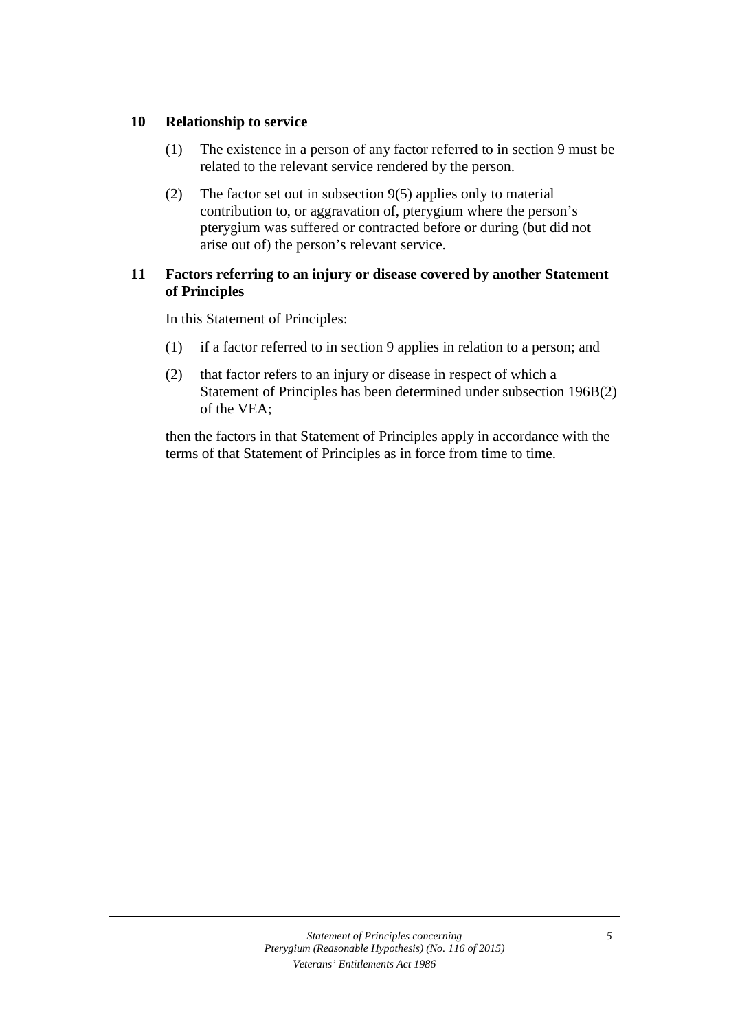## 10 Relationship to service

(1) The existence in a person of any factor referred to in section 9 must be related to the relevant service rendered by the person.

(2) The factor set out in subsection 9(5) applies only to material contribution to, or aggravation of, pterygium where the person's pterygium was suffered or contracted before or during (but did not arise out of) the person's relevant service.

## 11 Factors referring to an injury or disease covered by another Statement of Principles

In this Statement of Principles:

(1) if a factor referred to in section 9 applies in relation to a person; and

(2) that factor refers to an injury or disease in respect of which a Statement of Principles has been determined under subsection 196B(2) of the VEA;

then the factors in that Statement of Principles apply in accordance with the terms of that Statement of Principles as in force from time to time.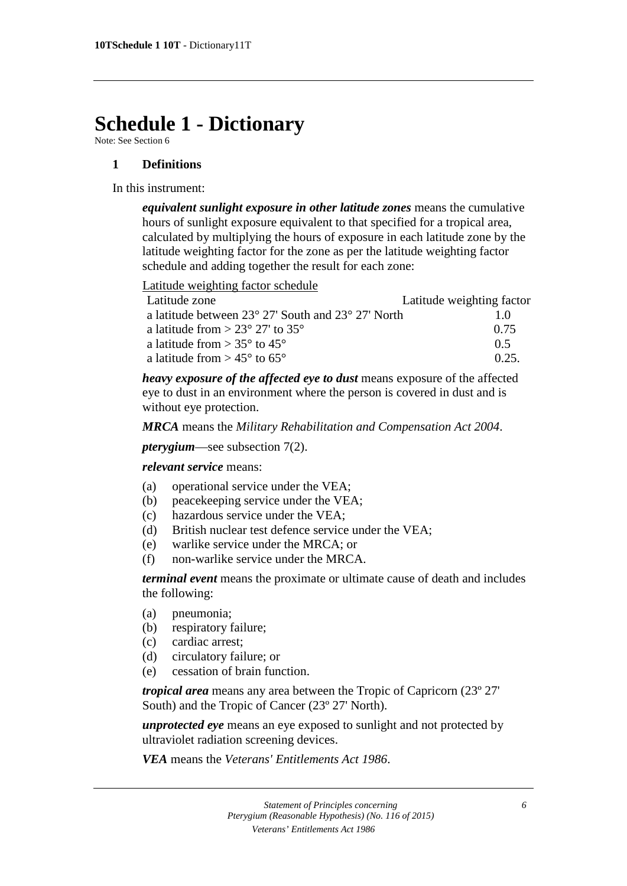# Schedule 1 - Dictionary

Note: See Section 6

### 1 Definitions

In this instrument:

***equivalent sunlight exposure in other latitude zones*** means the cumulative hours of sunlight exposure equivalent to that specified for a tropical area, calculated by multiplying the hours of exposure in each latitude zone by the latitude weighting factor for the zone as per the latitude weighting factor schedule and adding together the result for each zone:

Latitude weighting factor schedule

| Latitude zone | Latitude weighting factor |
|---|---|
| a latitude between 23° 27' South and 23° 27' North | 1.0 |
| a latitude from > 23° 27' to 35° | 0.75 |
| a latitude from > 35° to 45° | 0.5 |
| a latitude from > 45° to 65° | 0.25. |

***heavy exposure of the affected eye to dust*** means exposure of the affected eye to dust in an environment where the person is covered in dust and is without eye protection.

***MRCA*** means the *Military Rehabilitation and Compensation Act 2004*.

***pterygium***—see subsection 7(2).

***relevant service*** means:

(a) operational service under the VEA;
(b) peacekeeping service under the VEA;
(c) hazardous service under the VEA;
(d) British nuclear test defence service under the VEA;
(e) warlike service under the MRCA; or
(f) non-warlike service under the MRCA.

***terminal event*** means the proximate or ultimate cause of death and includes the following:

(a) pneumonia;
(b) respiratory failure;
(c) cardiac arrest;
(d) circulatory failure; or
(e) cessation of brain function.

***tropical area*** means any area between the Tropic of Capricorn (23º 27' South) and the Tropic of Cancer (23º 27' North).

***unprotected eye*** means an eye exposed to sunlight and not protected by ultraviolet radiation screening devices.

***VEA*** means the *Veterans' Entitlements Act 1986*.